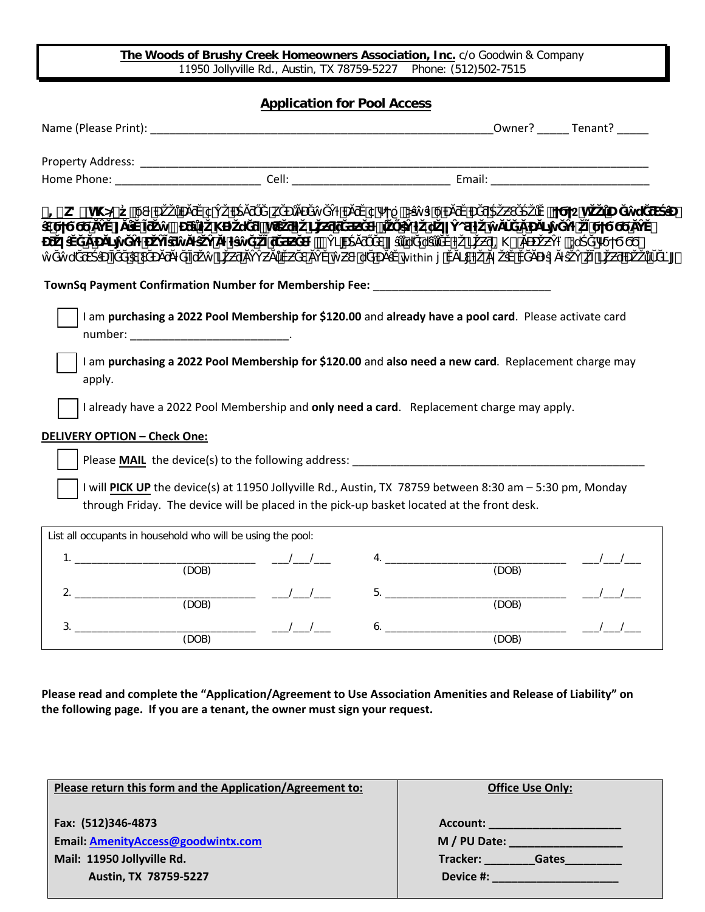**The Woods of Brushy Creek Homeowners Association, Inc.** c/o Goodwin & Company
11950 Jollyville Rd., Austin, TX 78759-5227 Phone: (512)502-7515

## Application for Pool Access

Name (Please Print): ____________________________________________________Owner? _____ Tenant? _____

Property Address: ________________________________________________________________________________

Home Phone: _______________________ Cell: _________________________ Email: _________________________

**͕͞Z' ͞WK>͞ź** ͞ĞĞ ĐŽůŽƌĂĚŽ ŝƐ ĂǀĂŝůĂďůĞ ͞ĂƚƚŚĞ ĐŽŶĚŽ ĂƐƐŽĐŝĂƚŝŽŶ͘ **ƌŽƐƐ ŚŽŵĞ ĐŽŶƚƌŽů** ... within ͘͘͘

**TownSq Payment Confirmation Number for Membership Fee:** _____________________________

- [ ] I am **purchasing a 2022 Pool Membership for $120.00** and **already have a pool card**. Please activate card number: _________________________.
- [ ] I am **purchasing a 2022 Pool Membership for $120.00** and **also need a new card**. Replacement charge may apply.
- [ ] I already have a 2022 Pool Membership and **only need a card**. Replacement charge may apply.

**DELIVERY OPTION – Check One:**

- [ ] Please **MAIL** the device(s) to the following address: ______________________________________________
- [ ] I will **PICK UP** the device(s) at 11950 Jollyville Rd., Austin, TX 78759 between 8:30 am – 5:30 pm, Monday through Friday. The device will be placed in the pick-up basket located at the front desk.

List all occupants in household who will be using the pool:

| # | Name | (DOB) | # | Name | (DOB) |
|---|---|---|---|---|---|
| 1. | _______________________________ | ___/___/___ | 4. | _______________________________ | ___/___/___ |
| 2. | _______________________________ | ___/___/___ | 5. | _______________________________ | ___/___/___ |
| 3. | _______________________________ | ___/___/___ | 6. | _______________________________ | ___/___/___ |

**Please read and complete the "Application/Agreement to Use Association Amenities and Release of Liability" on the following page. If you are a tenant, the owner must sign your request.**

| **Please return this form and the Application/Agreement to:** | **Office Use Only:** |
|---|---|
| **Fax: (512)346-4873** | **Account:** ____________________ |
| **Email: [AmenityAccess@goodwintx.com](mailto:AmenityAccess@goodwintx.com)** | **M / PU Date:** _________________ |
| **Mail: 11950 Jollyville Rd.** | **Tracker:** ________**Gates**_________ |
| **Austin, TX 78759-5227** | **Device #:** ____________________ |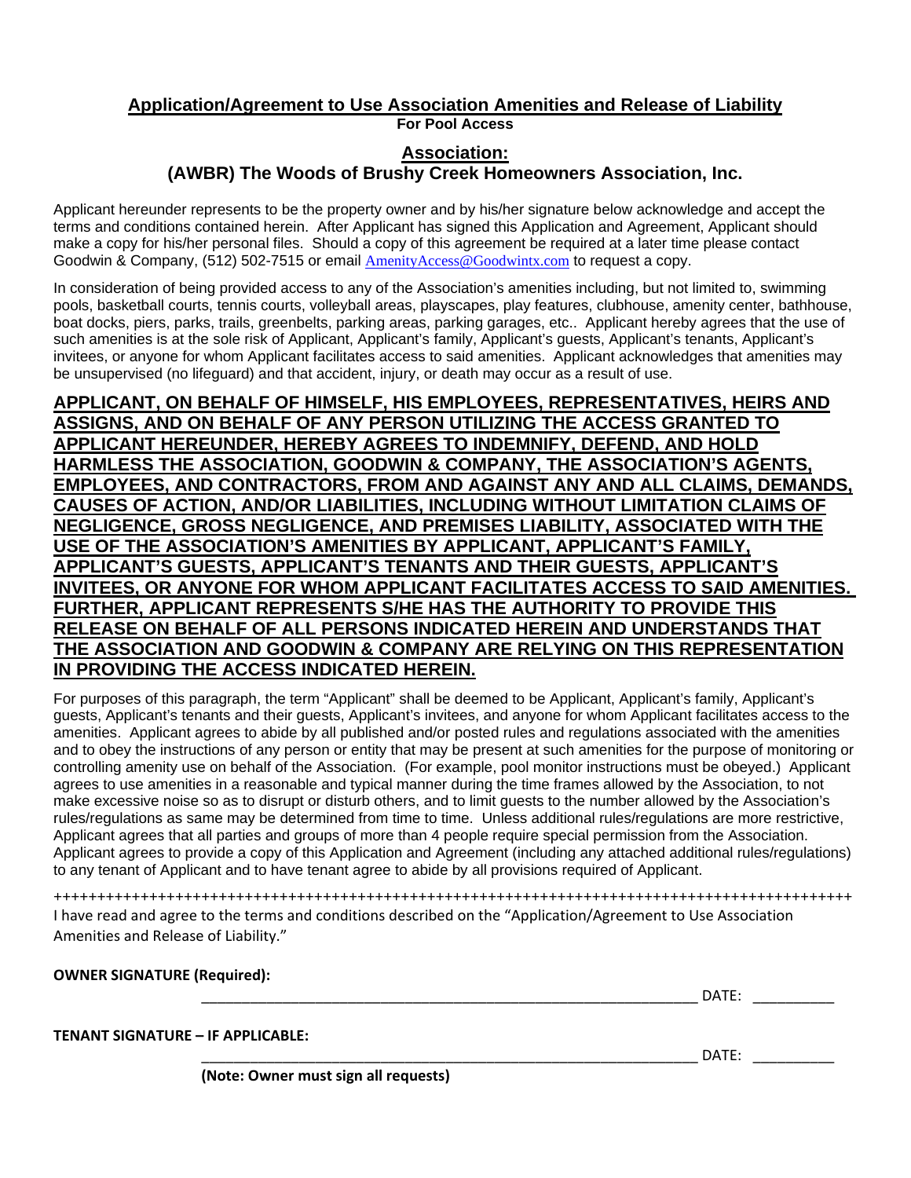## Application/Agreement to Use Association Amenities and Release of Liability

**For Pool Access**

## Association:

## (AWBR) The Woods of Brushy Creek Homeowners Association, Inc.

Applicant hereunder represents to be the property owner and by his/her signature below acknowledge and accept the terms and conditions contained herein. After Applicant has signed this Application and Agreement, Applicant should make a copy for his/her personal files. Should a copy of this agreement be required at a later time please contact Goodwin & Company, (512) 502-7515 or email AmenityAccess@Goodwintx.com to request a copy.

In consideration of being provided access to any of the Association's amenities including, but not limited to, swimming pools, basketball courts, tennis courts, volleyball areas, playscapes, play features, clubhouse, amenity center, bathhouse, boat docks, piers, parks, trails, greenbelts, parking areas, parking garages, etc.. Applicant hereby agrees that the use of such amenities is at the sole risk of Applicant, Applicant's family, Applicant's guests, Applicant's tenants, Applicant's invitees, or anyone for whom Applicant facilitates access to said amenities. Applicant acknowledges that amenities may be unsupervised (no lifeguard) and that accident, injury, or death may occur as a result of use.

**APPLICANT, ON BEHALF OF HIMSELF, HIS EMPLOYEES, REPRESENTATIVES, HEIRS AND ASSIGNS, AND ON BEHALF OF ANY PERSON UTILIZING THE ACCESS GRANTED TO APPLICANT HEREUNDER, HEREBY AGREES TO INDEMNIFY, DEFEND, AND HOLD HARMLESS THE ASSOCIATION, GOODWIN & COMPANY, THE ASSOCIATION'S AGENTS, EMPLOYEES, AND CONTRACTORS, FROM AND AGAINST ANY AND ALL CLAIMS, DEMANDS, CAUSES OF ACTION, AND/OR LIABILITIES, INCLUDING WITHOUT LIMITATION CLAIMS OF NEGLIGENCE, GROSS NEGLIGENCE, AND PREMISES LIABILITY, ASSOCIATED WITH THE USE OF THE ASSOCIATION'S AMENITIES BY APPLICANT, APPLICANT'S FAMILY, APPLICANT'S GUESTS, APPLICANT'S TENANTS AND THEIR GUESTS, APPLICANT'S INVITEES, OR ANYONE FOR WHOM APPLICANT FACILITATES ACCESS TO SAID AMENITIES. FURTHER, APPLICANT REPRESENTS S/HE HAS THE AUTHORITY TO PROVIDE THIS RELEASE ON BEHALF OF ALL PERSONS INDICATED HEREIN AND UNDERSTANDS THAT THE ASSOCIATION AND GOODWIN & COMPANY ARE RELYING ON THIS REPRESENTATION IN PROVIDING THE ACCESS INDICATED HEREIN.**

For purposes of this paragraph, the term "Applicant" shall be deemed to be Applicant, Applicant's family, Applicant's guests, Applicant's tenants and their guests, Applicant's invitees, and anyone for whom Applicant facilitates access to the amenities. Applicant agrees to abide by all published and/or posted rules and regulations associated with the amenities and to obey the instructions of any person or entity that may be present at such amenities for the purpose of monitoring or controlling amenity use on behalf of the Association. (For example, pool monitor instructions must be obeyed.) Applicant agrees to use amenities in a reasonable and typical manner during the time frames allowed by the Association, to not make excessive noise so as to disrupt or disturb others, and to limit guests to the number allowed by the Association's rules/regulations as same may be determined from time to time. Unless additional rules/regulations are more restrictive, Applicant agrees that all parties and groups of more than 4 people require special permission from the Association. Applicant agrees to provide a copy of this Application and Agreement (including any attached additional rules/regulations) to any tenant of Applicant and to have tenant agree to abide by all provisions required of Applicant.

++++++++++++++++++++++++++++++++++++++++++++++++++++++++++++++++++++++++++++++++++++++++++++++

I have read and agree to the terms and conditions described on the "Application/Agreement to Use Association Amenities and Release of Liability."

**OWNER SIGNATURE (Required):**

_______________________________________________________________ DATE: __________

**TENANT SIGNATURE – IF APPLICABLE:**

_______________________________________________________________ DATE: __________

**(Note: Owner must sign all requests)**